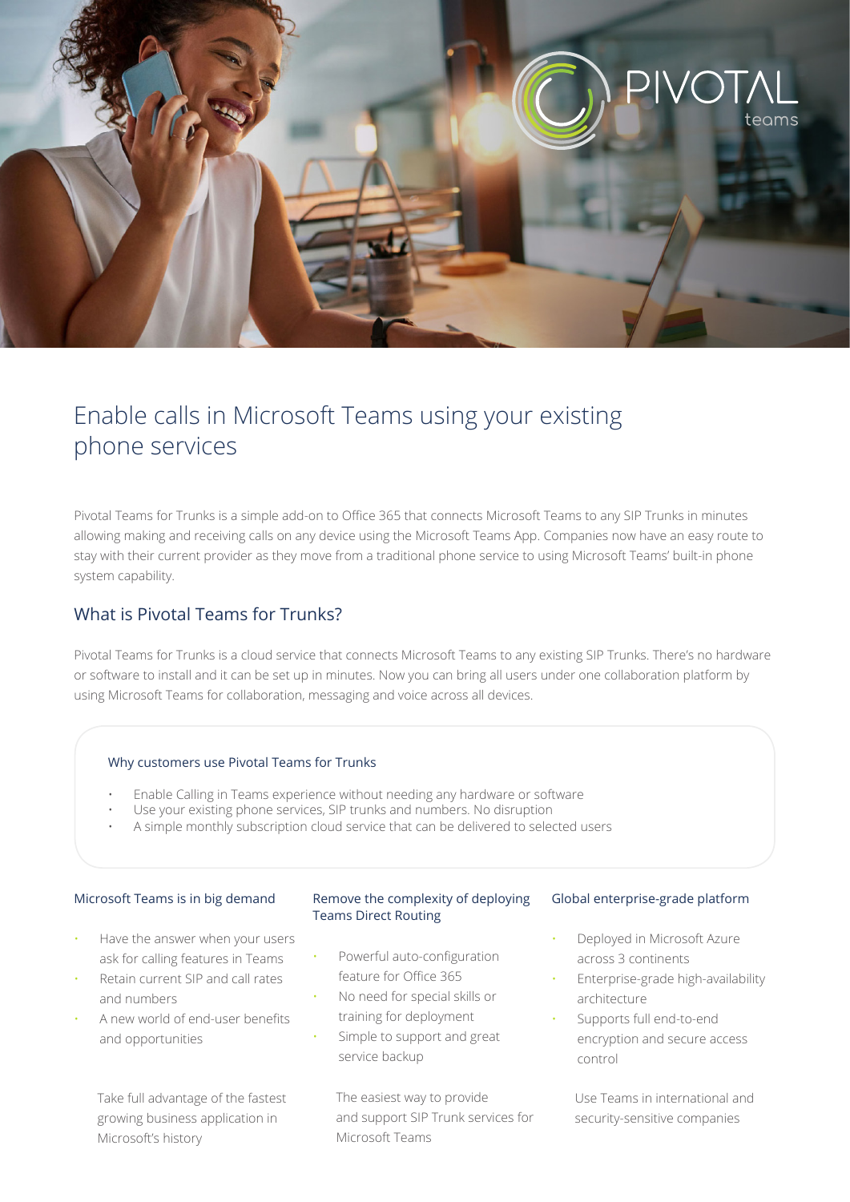# Enable calls in Microsoft Teams using your existing phone services

Pivotal Teams for Trunks is a simple add-on to Office 365 that connects Microsoft Teams to any SIP Trunks in minutes allowing making and receiving calls on any device using the Microsoft Teams App. Companies now have an easy route to stay with their current provider as they move from a traditional phone service to using Microsoft Teams' built-in phone system capability.

## What is Pivotal Teams for Trunks?

Pivotal Teams for Trunks is a cloud service that connects Microsoft Teams to any existing SIP Trunks. There's no hardware or software to install and it can be set up in minutes. Now you can bring all users under one collaboration platform by using Microsoft Teams for collaboration, messaging and voice across all devices.

### Why customers use Pivotal Teams for Trunks

- Enable Calling in Teams experience without needing any hardware or software
- Use your existing phone services, SIP trunks and numbers. No disruption
- A simple monthly subscription cloud service that can be delivered to selected users

### Microsoft Teams is in big demand

- Have the answer when your users ask for calling features in Teams
- Retain current SIP and call rates and numbers
- A new world of end-user benefits and opportunities

Take full advantage of the fastest growing business application in Microsoft's history

### Remove the complexity of deploying Teams Direct Routing

- Powerful auto-configuration feature for Office 365
- No need for special skills or training for deployment
- Simple to support and great service backup

The easiest way to provide and support SIP Trunk services for Microsoft Teams

### Global enterprise-grade platform

- Deployed in Microsoft Azure across 3 continents
- Enterprise-grade high-availability architecture
- Supports full end-to-end encryption and secure access control

Use Teams in international and security-sensitive companies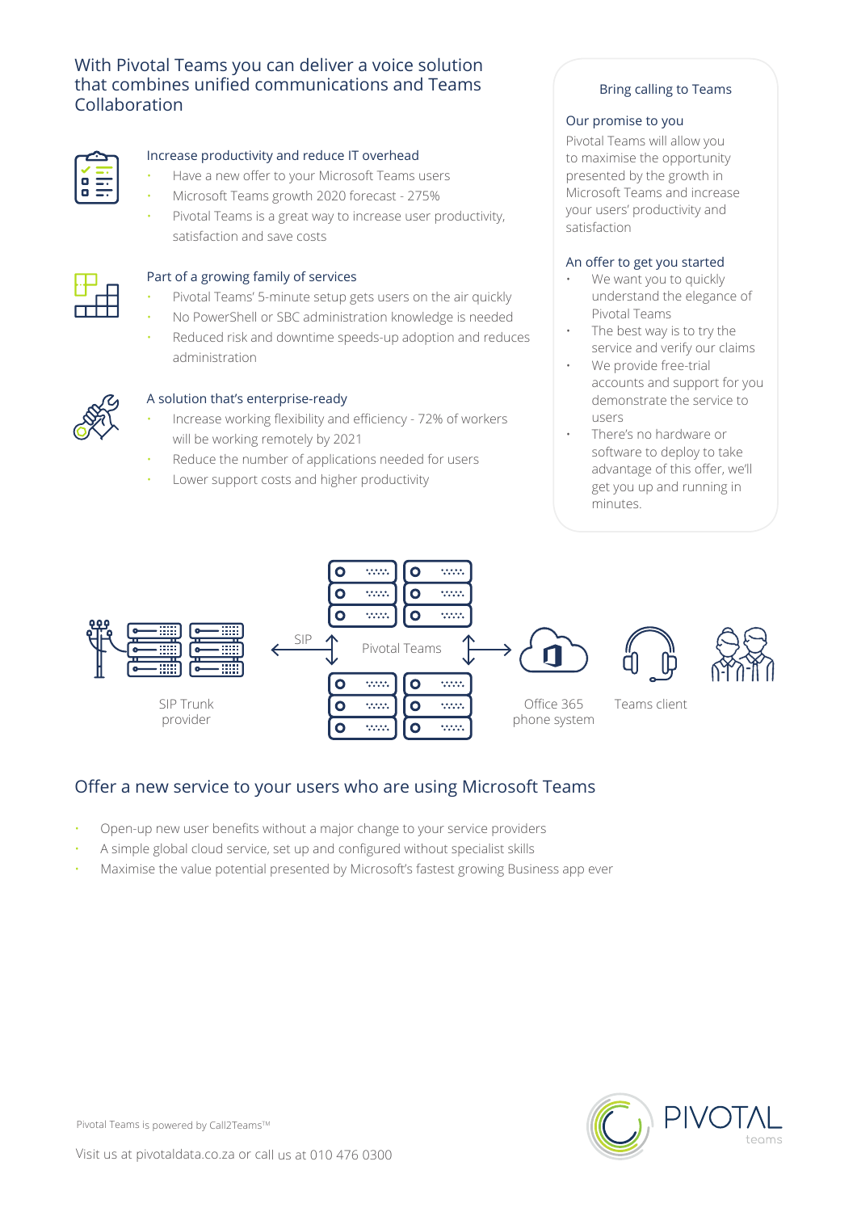## With Pivotal Teams you can deliver a voice solution that combines unified communications and Teams Collaboration

### Increase productivity and reduce IT overhead

- Have a new offer to your Microsoft Teams users
- Microsoft Teams growth 2020 forecast - 275%
- Pivotal Teams is a great way to increase user productivity, satisfaction and save costs

### Part of a growing family of services

- Pivotal Teams' 5-minute setup gets users on the air quickly
- No PowerShell or SBC administration knowledge is needed
- Reduced risk and downtime speeds-up adoption and reduces administration

### A solution that's enterprise-ready

- Increase working flexibility and efficiency - 72% of workers will be working remotely by 2021
- Reduce the number of applications needed for users
- Lower support costs and higher productivity

### Bring calling to Teams

#### Our promise to you

Pivotal Teams will allow you to maximise the opportunity presented by the growth in Microsoft Teams and increase your users' productivity and satisfaction

#### An offer to get you started

- We want you to quickly understand the elegance of Pivotal Teams
- The best way is to try the service and verify our claims
- We provide free-trial accounts and support for you demonstrate the service to users
- There's no hardware or software to deploy to take advantage of this offer, we'll get you up and running in minutes.

SIP Trunk provider

SIP

Pivotal Teams

Office 365 phone system

Teams client

## Offer a new service to your users who are using Microsoft Teams

- Open-up new user benefits without a major change to your service providers
- A simple global cloud service, set up and configured without specialist skills
- Maximise the value potential presented by Microsoft's fastest growing Business app ever

Pivotal Teams is powered by Call2Teams™

Visit us at pivotaldata.co.za or call us at 010 476 0300

PIVOTAL teams